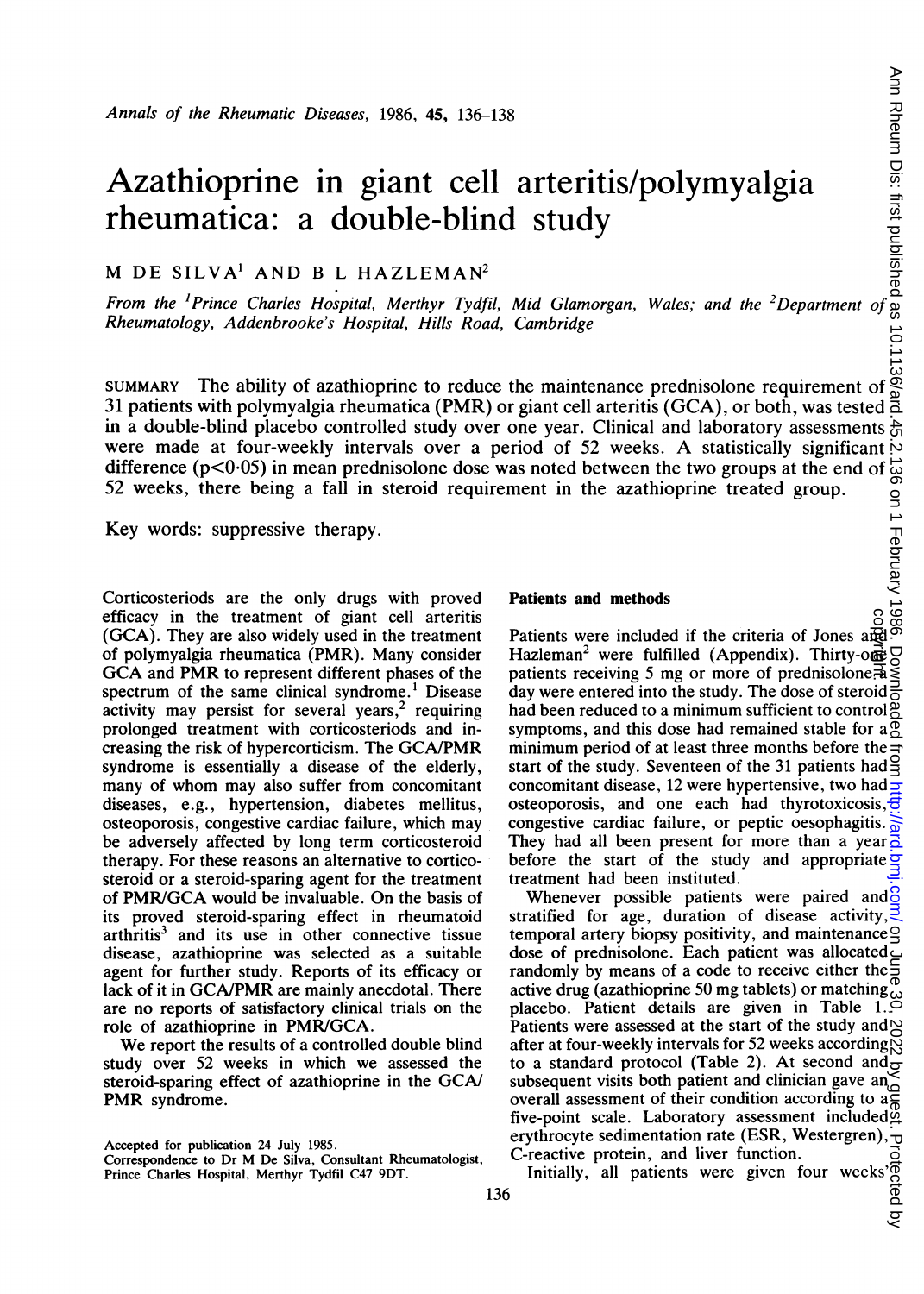# Azathioprine in giant cell arteritis/polymyalgia rheumatica: a double-blind study

M DE SILVA[1] AND B L HAZLEMAN[2]

*From the [1]Prince Charles Hospital, Merthyr Tydfil, Mid Glamorgan, Wales; and the [2]Department of Rheumatology, Addenbrooke's Hospital, Hills Road, Cambridge*

SUMMARY The ability of azathioprine to reduce the maintenance prednisolone requirement of 31 patients with polymyalgia rheumatica (PMR) or giant cell arteritis (GCA), or both, was tested in a double-blind placebo controlled study over one year. Clinical and laboratory assessments were made at four-weekly intervals over a period of 52 weeks. A statistically significant difference ($p<0.05$) in mean prednisolone dose was noted between the two groups at the end of 52 weeks, there being a fall in steroid requirement in the azathioprine treated group.

Key words: suppressive therapy.

Corticosteriods are the only drugs with proved efficacy in the treatment of giant cell arteritis (GCA). They are also widely used in the treatment of polymyalgia rheumatica (PMR). Many consider GCA and PMR to represent different phases of the spectrum of the same clinical syndrome.[1] Disease activity may persist for several years,[2] requiring prolonged treatment with corticosteroids and increasing the risk of hypercorticism. The GCA/PMR syndrome is essentially a disease of the elderly, many of whom may also suffer from concomitant diseases, e.g., hypertension, diabetes mellitus, osteoporosis, congestive cardiac failure, which may be adversely affected by long term corticosteroid therapy. For these reasons an alternative to corticosteroid or a steroid-sparing agent for the treatment of PMR/GCA would be invaluable. On the basis of its proved steroid-sparing effect in rheumatoid arthritis[3] and its use in other connective tissue disease, azathioprine was selected as a suitable agent for further study. Reports of its efficacy or lack of it in GCA/PMR are mainly anecdotal. There are no reports of satisfactory clinical trials on the role of azathioprine in PMR/GCA.

We report the results of a controlled double blind study over 52 weeks in which we assessed the steroid-sparing effect of azathioprine in the GCA/PMR syndrome.

Accepted for publication 24 July 1985.
Correspondence to Dr M De Silva, Consultant Rheumatologist, Prince Charles Hospital, Merthyr Tydfil C47 9DT.

## Patients and methods

Patients were included if the criteria of Jones and Hazleman[2] were fulfilled (Appendix). Thirty-one patients receiving 5 mg or more of prednisolone a day were entered into the study. The dose of steroid had been reduced to a minimum sufficient to control symptoms, and this dose had remained stable for a minimum period of at least three months before the start of the study. Seventeen of the 31 patients had concomitant disease, 12 were hypertensive, two had osteoporosis, and one each had thyrotoxicosis, congestive cardiac failure, or peptic oesophagitis. They had all been present for more than a year before the start of the study and appropriate treatment had been instituted.

Whenever possible patients were paired and stratified for age, duration of disease activity, temporal artery biopsy positivity, and maintenance dose of prednisolone. Each patient was allocated randomly by means of a code to receive either the active drug (azathioprine 50 mg tablets) or matching placebo. Patient details are given in Table 1. Patients were assessed at the start of the study and after at four-weekly intervals for 52 weeks according to a standard protocol (Table 2). At second and subsequent visits both patient and clinician gave an overall assessment of their condition according to a five-point scale. Laboratory assessment included erythrocyte sedimentation rate (ESR, Westergren), C-reactive protein, and liver function.

Initially, all patients were given four weeks'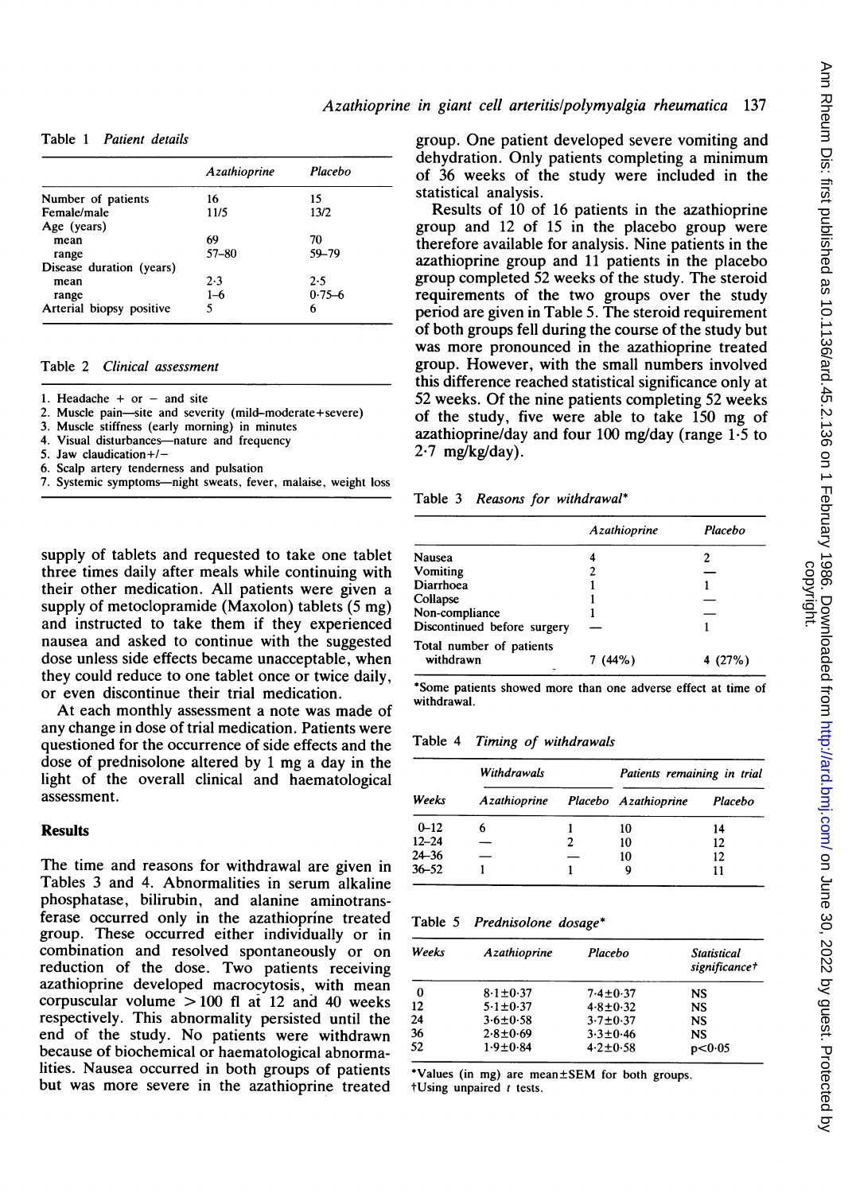Table 1 *Patient details*

| | Azathioprine | Placebo |
|---|---|---|
| Number of patients | 16 | 15 |
| Female/male | 11/5 | 13/2 |
| Age (years) | | |
| mean | 69 | 70 |
| range | 57–80 | 59–79 |
| Disease duration (years) | | |
| mean | 2·3 | 2·5 |
| range | 1–6 | 0·75–6 |
| Arterial biopsy positive | 5 | 6 |

Table 2 *Clinical assessment*

1. Headache + or − and site
2. Muscle pain—site and severity (mild–moderate+severe)
3. Muscle stiffness (early morning) in minutes
4. Visual disturbances—nature and frequency
5. Jaw claudication+/−
6. Scalp artery tenderness and pulsation
7. Systemic symptoms—night sweats, fever, malaise, weight loss

supply of tablets and requested to take one tablet three times daily after meals while continuing with their other medication. All patients were given a supply of metoclopramide (Maxolon) tablets (5 mg) and instructed to take them if they experienced nausea and asked to continue with the suggested dose unless side effects became unacceptable, when they could reduce to one tablet once or twice daily, or even discontinue their trial medication.

At each monthly assessment a note was made of any change in dose of trial medication. Patients were questioned for the occurrence of side effects and the dose of prednisolone altered by 1 mg a day in the light of the overall clinical and haematological assessment.

## Results

The time and reasons for withdrawal are given in Tables 3 and 4. Abnormalities in serum alkaline phosphatase, bilirubin, and alanine aminotransferase occurred only in the azathioprine treated group. These occurred either individually or in combination and resolved spontaneously or on reduction of the dose. Two patients receiving azathioprine developed macrocytosis, with mean corpuscular volume >100 fl at 12 and 40 weeks respectively. This abnormality persisted until the end of the study. No patients were withdrawn because of biochemical or haematological abnormalities. Nausea occurred in both groups of patients but was more severe in the azathioprine treated group. One patient developed severe vomiting and dehydration. Only patients completing a minimum of 36 weeks of the study were included in the statistical analysis.

Results of 10 of 16 patients in the azathioprine group and 12 of 15 in the placebo group were therefore available for analysis. Nine patients in the azathioprine group and 11 patients in the placebo group completed 52 weeks of the study. The steroid requirements of the two groups over the study period are given in Table 5. The steroid requirement of both groups fell during the course of the study but was more pronounced in the azathioprine treated group. However, with the small numbers involved this difference reached statistical significance only at 52 weeks. Of the nine patients completing 52 weeks of the study, five were able to take 150 mg of azathioprine/day and four 100 mg/day (range 1·5 to 2·7 mg/kg/day).

Table 3 *Reasons for withdrawal**

| | Azathioprine | Placebo |
|---|---|---|
| Nausea | 4 | 2 |
| Vomiting | 2 | — |
| Diarrhoea | 1 | 1 |
| Collapse | 1 | — |
| Non-compliance | 1 | — |
| Discontinued before surgery | — | 1 |
| Total number of patients withdrawn | 7 (44%) | 4 (27%) |

*Some patients showed more than one adverse effect at time of withdrawal.

Table 4 *Timing of withdrawals*

| | Withdrawals | | Patients remaining in trial | |
|---|---|---|---|---|
| Weeks | Azathioprine | Placebo | Azathioprine | Placebo |
| 0–12 | 6 | 1 | 10 | 14 |
| 12–24 | — | 2 | 10 | 12 |
| 24–36 | — | — | 10 | 12 |
| 36–52 | 1 | 1 | 9 | 11 |

Table 5 *Prednisolone dosage**

| Weeks | Azathioprine | Placebo | Statistical significance† |
|---|---|---|---|
| 0 | 8·1±0·37 | 7·4±0·37 | NS |
| 12 | 5·1±0·37 | 4·8±0·32 | NS |
| 24 | 3·6±0·58 | 3·7±0·37 | NS |
| 36 | 2·8±0·69 | 3·3±0·46 | NS |
| 52 | 1·9±0·84 | 4·2±0·58 | $p<0·05$ |

*Values (in mg) are mean±SEM for both groups.
†Using unpaired *t* tests.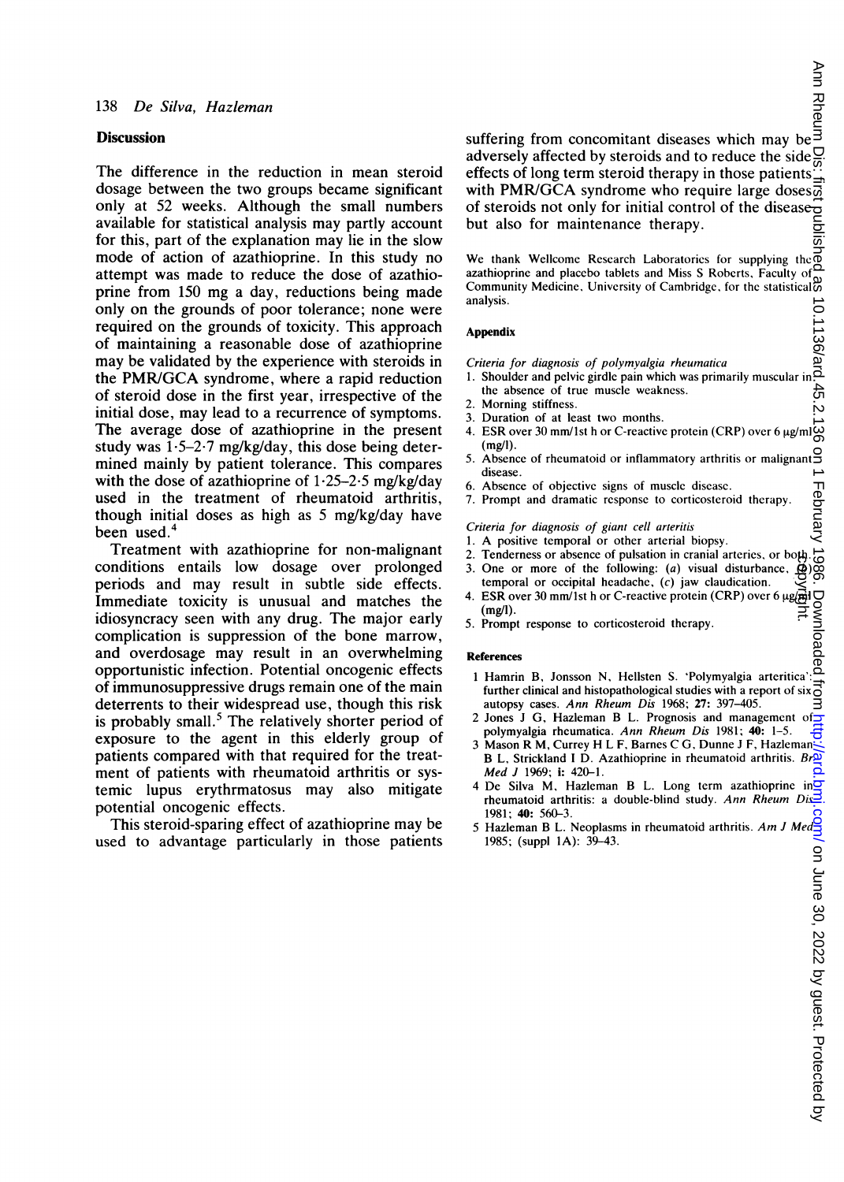## Discussion

The difference in the reduction in mean steroid dosage between the two groups became significant only at 52 weeks. Although the small numbers available for statistical analysis may partly account for this, part of the explanation may lie in the slow mode of action of azathioprine. In this study no attempt was made to reduce the dose of azathioprine from 150 mg a day, reductions being made only on the grounds of poor tolerance; none were required on the grounds of toxicity. This approach of maintaining a reasonable dose of azathioprine may be validated by the experience with steroids in the PMR/GCA syndrome, where a rapid reduction of steroid dose in the first year, irrespective of the initial dose, may lead to a recurrence of symptoms. The average dose of azathioprine in the present study was 1·5–2·7 mg/kg/day, this dose being determined mainly by patient tolerance. This compares with the dose of azathioprine of 1·25–2·5 mg/kg/day used in the treatment of rheumatoid arthritis, though initial doses as high as 5 mg/kg/day have been used.[4]

Treatment with azathioprine for non-malignant conditions entails low dosage over prolonged periods and may result in subtle side effects. Immediate toxicity is unusual and matches the idiosyncracy seen with any drug. The major early complication is suppression of the bone marrow, and overdosage may result in an overwhelming opportunistic infection. Potential oncogenic effects of immunosuppressive drugs remain one of the main deterrents to their widespread use, though this risk is probably small.[5] The relatively shorter period of exposure to the agent in this elderly group of patients compared with that required for the treatment of patients with rheumatoid arthritis or systemic lupus erythrmatosus may also mitigate potential oncogenic effects.

This steroid-sparing effect of azathioprine may be used to advantage particularly in those patients suffering from concomitant diseases which may be adversely affected by steroids and to reduce the side effects of long term steroid therapy in those patients with PMR/GCA syndrome who require large doses of steroids not only for initial control of the disease but also for maintenance therapy.

We thank Wellcome Research Laboratories for supplying the azathioprine and placebo tablets and Miss S Roberts, Faculty of Community Medicine, University of Cambridge, for the statistical analysis.

## Appendix

*Criteria for diagnosis of polymyalgia rheumatica*

1. Shoulder and pelvic girdle pain which was primarily muscular in the absence of true muscle weakness.
2. Morning stiffness.
3. Duration of at least two months.
4. ESR over 30 mm/1st h or C-reactive protein (CRP) over 6 μg/ml (mg/l).
5. Absence of rheumatoid or inflammatory arthritis or malignant disease.
6. Absence of objective signs of muscle disease.
7. Prompt and dramatic response to corticosteroid therapy.

*Criteria for diagnosis of giant cell arteritis*

1. A positive temporal or other arterial biopsy.
2. Tenderness or absence of pulsation in cranial arteries, or both.
3. One or more of the following: (*a*) visual disturbance, (*b*) temporal or occipital headache, (*c*) jaw claudication.
4. ESR over 30 mm/1st h or C-reactive protein (CRP) over 6 μg/ml (mg/l).
5. Prompt response to corticosteroid therapy.

## References

1. Hamrin B, Jonsson N, Hellsten S. 'Polymyalgia arteritica': further clinical and histopathological studies with a report of six autopsy cases. *Ann Rheum Dis* 1968; **27:** 397–405.
2. Jones J G, Hazleman B L. Prognosis and management of polymyalgia rheumatica. *Ann Rheum Dis* 1981; **40:** 1–5.
3. Mason R M, Currey H L F, Barnes C G, Dunne J F, Hazleman B L, Strickland I D. Azathioprine in rheumatoid arthritis. *Br Med J* 1969; **i:** 420–1.
4. De Silva M, Hazleman B L. Long term azathioprine in rheumatoid arthritis: a double-blind study. *Ann Rheum Dis* 1981; **40:** 560–3.
5. Hazleman B L. Neoplasms in rheumatoid arthritis. *Am J Med* 1985; (suppl 1A): 39–43.